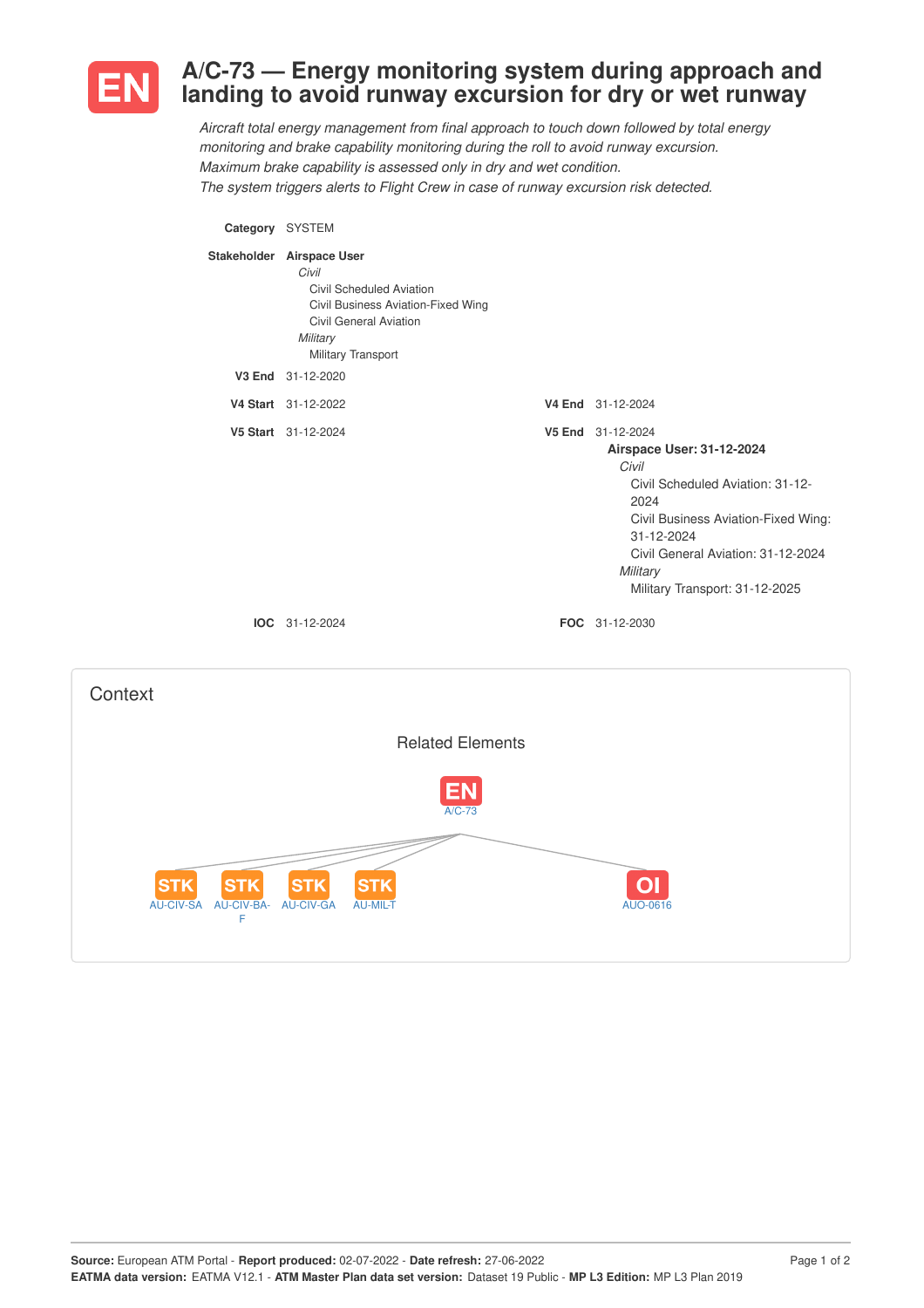# EN A/C-73 — Energy monitoring system during approach and landing to avoid runway excursion for dry or wet runway

*Aircraft total energy management from final approach to touch down followed by total energy monitoring and brake capability monitoring during the roll to avoid runway excursion.*
*Maximum brake capability is assessed only in dry and wet condition.*
*The system triggers alerts to Flight Crew in case of runway excursion risk detected.*

**Category** SYSTEM

**Stakeholder** **Airspace User**
- *Civil*
  - Civil Scheduled Aviation
  - Civil Business Aviation-Fixed Wing
  - Civil General Aviation
- *Military*
  - Military Transport

**V3 End** 31-12-2020

**V4 Start** 31-12-2022 **V4 End** 31-12-2024

**V5 Start** 31-12-2024 **V5 End** 31-12-2024

**Airspace User: 31-12-2024**
- *Civil*
  - Civil Scheduled Aviation: 31-12-2024
  - Civil Business Aviation-Fixed Wing: 31-12-2024
  - Civil General Aviation: 31-12-2024
- *Military*
  - Military Transport: 31-12-2025

**IOC** 31-12-2024 **FOC** 31-12-2030

## Context

### Related Elements

EN A/C-73

- STK AU-CIV-SA
- STK AU-CIV-BA-F
- STK AU-CIV-GA
- STK AU-MIL-T
- OI AUO-0616

**Source:** European ATM Portal - **Report produced:** 02-07-2022 - **Date refresh:** 27-06-2022
**EATMA data version:** EATMA V12.1 - **ATM Master Plan data set version:** Dataset 19 Public - **MP L3 Edition:** MP L3 Plan 2019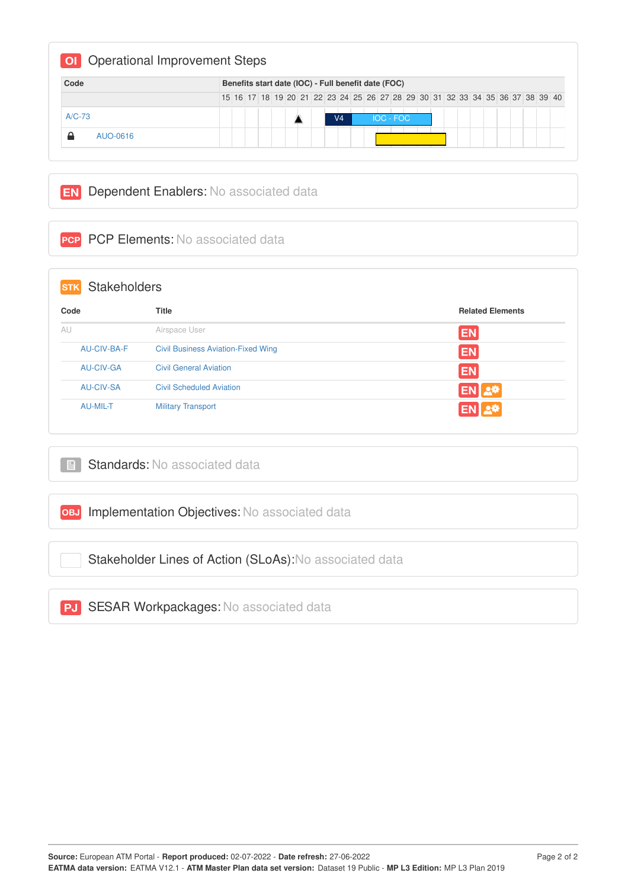## OI Operational Improvement Steps

| Code | Benefits start date (IOC) - Full benefit date (FOC) |
|---|---|
| | 15 16 17 18 19 20 21 22 23 24 25 26 27 28 29 30 31 32 33 34 35 36 37 38 39 40 |
| A/C-73 | V4 IOC - FOC |
| AUO-0616 | |

## EN Dependent Enablers: No associated data

## PCP PCP Elements: No associated data

## STK Stakeholders

| Code | Title | Related Elements |
|---|---|---|
| AU | Airspace User | EN |
| AU-CIV-BA-F | Civil Business Aviation-Fixed Wing | EN |
| AU-CIV-GA | Civil General Aviation | EN |
| AU-CIV-SA | Civil Scheduled Aviation | EN |
| AU-MIL-T | Military Transport | EN |

## Standards: No associated data

## OBJ Implementation Objectives: No associated data

## Stakeholder Lines of Action (SLoAs): No associated data

## PJ SESAR Workpackages: No associated data

**Source:** European ATM Portal - **Report produced:** 02-07-2022 - **Date refresh:** 27-06-2022
**EATMA data version:** EATMA V12.1 - **ATM Master Plan data set version:** Dataset 19 Public - **MP L3 Edition:** MP L3 Plan 2019